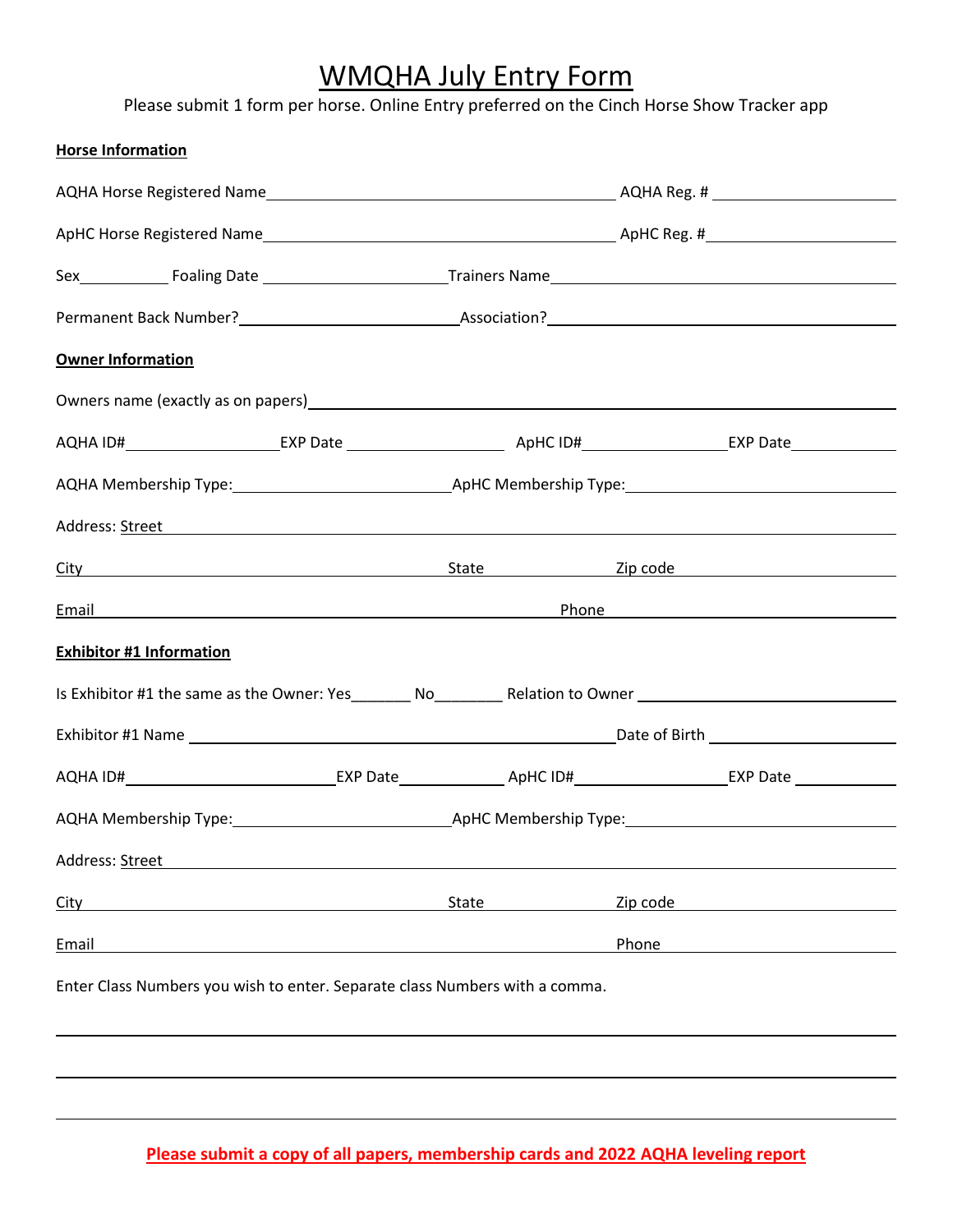# WMQHA July Entry Form

Please submit 1 form per horse. Online Entry preferred on the Cinch Horse Show Tracker app

**Horse Information**

AQHA Horse Registered Name\_\_\_\_\_\_\_\_\_\_\_\_\_\_\_\_\_\_\_\_\_\_\_\_\_\_\_\_\_\_\_\_\_\_ AQHA Reg. # \_\_\_\_\_\_\_\_\_\_\_\_\_\_\_\_\_\_

ApHC Horse Registered Name\_\_\_\_\_\_\_\_\_\_\_\_\_\_\_\_\_\_\_\_\_\_\_\_\_\_\_\_\_\_\_\_\_\_ ApHC Reg. #\_\_\_\_\_\_\_\_\_\_\_\_\_\_\_\_\_\_

Sex\_\_\_\_\_\_\_\_\_ Foaling Date \_\_\_\_\_\_\_\_\_\_\_\_\_\_\_\_\_\_Trainers Name\_\_\_\_\_\_\_\_\_\_\_\_\_\_\_\_\_\_\_\_\_\_\_\_\_\_\_\_\_\_\_\_\_\_

Permanent Back Number?\_\_\_\_\_\_\_\_\_\_\_\_\_\_\_\_\_\_\_\_\_\_Association?\_\_\_\_\_\_\_\_\_\_\_\_\_\_\_\_\_\_\_\_\_\_\_\_\_\_\_\_\_\_\_\_\_\_

**Owner Information**

Owners name (exactly as on papers)\_\_\_\_\_\_\_\_\_\_\_\_\_\_\_\_\_\_\_\_\_\_\_\_\_\_\_\_\_\_\_\_\_\_\_\_\_\_\_\_\_\_\_\_\_\_\_\_\_\_\_\_\_\_\_\_

AQHA ID#\_\_\_\_\_\_\_\_\_\_\_\_\_\_\_EXP Date \_\_\_\_\_\_\_\_\_\_\_\_\_\_\_\_ ApHC ID#\_\_\_\_\_\_\_\_\_\_\_\_\_\_EXP Date\_\_\_\_\_\_\_\_\_\_

AQHA Membership Type:\_\_\_\_\_\_\_\_\_\_\_\_\_\_\_\_\_\_\_\_\_\_ApHC Membership Type:\_\_\_\_\_\_\_\_\_\_\_\_\_\_\_\_\_\_\_\_\_\_\_\_\_\_\_\_

Address: Street \_\_\_\_\_\_\_\_\_\_\_\_\_\_\_\_\_\_\_\_\_\_\_\_\_\_\_\_\_\_\_\_\_\_\_\_\_\_\_\_\_\_\_\_\_\_\_\_\_\_\_\_\_\_\_\_\_\_\_\_\_\_\_\_\_\_\_\_\_\_\_

City \_\_\_\_\_\_\_\_\_\_\_\_\_\_\_\_\_\_\_\_\_\_\_\_\_\_\_\_\_\_\_\_\_\_\_\_\_ State \_\_\_\_\_\_\_\_\_\_\_\_\_ Zip code \_\_\_\_\_\_\_\_\_\_\_\_\_\_\_\_\_\_\_\_\_\_\_\_

Email \_\_\_\_\_\_\_\_\_\_\_\_\_\_\_\_\_\_\_\_\_\_\_\_\_\_\_\_\_\_\_\_\_\_\_\_\_\_\_\_\_\_\_\_\_\_\_\_ Phone \_\_\_\_\_\_\_\_\_\_\_\_\_\_\_\_\_\_\_\_\_\_\_\_\_\_\_\_\_\_

**Exhibitor #1 Information**

Is Exhibitor #1 the same as the Owner: Yes\_\_\_\_\_\_ No\_\_\_\_\_\_\_ Relation to Owner \_\_\_\_\_\_\_\_\_\_\_\_\_\_\_\_\_\_\_\_\_\_\_\_\_\_

Exhibitor #1 Name \_\_\_\_\_\_\_\_\_\_\_\_\_\_\_\_\_\_\_\_\_\_\_\_\_\_\_\_\_\_\_\_\_\_\_\_\_\_\_\_\_\_\_\_Date of Birth \_\_\_\_\_\_\_\_\_\_\_\_\_\_\_\_\_\_\_\_

AQHA ID#\_\_\_\_\_\_\_\_\_\_\_\_\_\_\_\_\_\_\_\_\_\_EXP Date\_\_\_\_\_\_\_\_\_\_\_ ApHC ID#\_\_\_\_\_\_\_\_\_\_\_\_\_\_\_\_EXP Date \_\_\_\_\_\_\_\_\_\_

AQHA Membership Type:\_\_\_\_\_\_\_\_\_\_\_\_\_\_\_\_\_\_\_\_\_\_ApHC Membership Type:\_\_\_\_\_\_\_\_\_\_\_\_\_\_\_\_\_\_\_\_\_\_\_\_\_\_\_\_

Address: Street \_\_\_\_\_\_\_\_\_\_\_\_\_\_\_\_\_\_\_\_\_\_\_\_\_\_\_\_\_\_\_\_\_\_\_\_\_\_\_\_\_\_\_\_\_\_\_\_\_\_\_\_\_\_\_\_\_\_\_\_\_\_\_\_\_\_\_\_\_\_\_

City \_\_\_\_\_\_\_\_\_\_\_\_\_\_\_\_\_\_\_\_\_\_\_\_\_\_\_\_\_\_\_\_\_\_\_\_\_ State \_\_\_\_\_\_\_\_\_\_\_\_\_ Zip code \_\_\_\_\_\_\_\_\_\_\_\_\_\_\_\_\_\_\_\_\_\_\_\_

Email \_\_\_\_\_\_\_\_\_\_\_\_\_\_\_\_\_\_\_\_\_\_\_\_\_\_\_\_\_\_\_\_\_\_\_\_\_\_\_\_\_\_\_\_\_\_\_\_\_\_\_\_\_\_ Phone \_\_\_\_\_\_\_\_\_\_\_\_\_\_\_\_\_\_\_\_\_\_\_\_

Enter Class Numbers you wish to enter. Separate class Numbers with a comma.

\_\_\_\_\_\_\_\_\_\_\_\_\_\_\_\_\_\_\_\_\_\_\_\_\_\_\_\_\_\_\_\_\_\_\_\_\_\_\_\_\_\_\_\_\_\_\_\_\_\_\_\_\_\_\_\_\_\_\_\_\_\_\_\_\_\_\_\_\_\_\_\_\_\_\_\_\_\_\_\_\_\_\_\_

\_\_\_\_\_\_\_\_\_\_\_\_\_\_\_\_\_\_\_\_\_\_\_\_\_\_\_\_\_\_\_\_\_\_\_\_\_\_\_\_\_\_\_\_\_\_\_\_\_\_\_\_\_\_\_\_\_\_\_\_\_\_\_\_\_\_\_\_\_\_\_\_\_\_\_\_\_\_\_\_\_\_\_\_

\_\_\_\_\_\_\_\_\_\_\_\_\_\_\_\_\_\_\_\_\_\_\_\_\_\_\_\_\_\_\_\_\_\_\_\_\_\_\_\_\_\_\_\_\_\_\_\_\_\_\_\_\_\_\_\_\_\_\_\_\_\_\_\_\_\_\_\_\_\_\_\_\_\_\_\_\_\_\_\_\_\_\_\_

**Please submit a copy of all papers, membership cards and 2022 AQHA leveling report**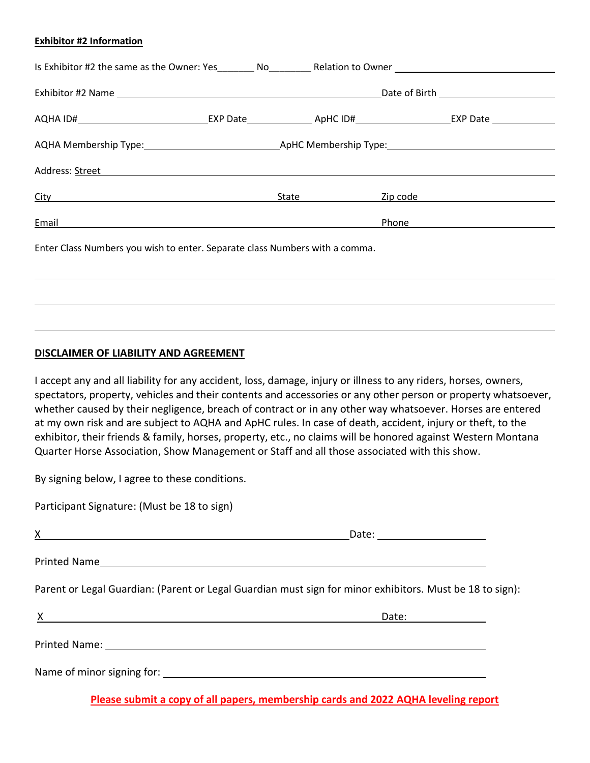**Exhibitor #2 Information**

Is Exhibitor #2 the same as the Owner: Yes_______ No________ Relation to Owner ______________________________

Exhibitor #2 Name ______________________________________________ Date of Birth ____________________

AQHA ID#______________________ EXP Date____________ ApHC ID#________________ EXP Date ____________

AQHA Membership Type:________________________ ApHC Membership Type:____________________________

Address: Street ________________________________________________________________________________

City ______________________________________ State ______________ Zip code ________________________

Email ________________________________________________________ Phone ____________________________

Enter Class Numbers you wish to enter. Separate class Numbers with a comma.

________________________________________________________________________________

________________________________________________________________________________

________________________________________________________________________________

**DISCLAIMER OF LIABILITY AND AGREEMENT**

I accept any and all liability for any accident, loss, damage, injury or illness to any riders, horses, owners, spectators, property, vehicles and their contents and accessories or any other person or property whatsoever, whether caused by their negligence, breach of contract or in any other way whatsoever. Horses are entered at my own risk and are subject to AQHA and ApHC rules. In case of death, accident, injury or theft, to the exhibitor, their friends & family, horses, property, etc., no claims will be honored against Western Montana Quarter Horse Association, Show Management or Staff and all those associated with this show.

By signing below, I agree to these conditions.

Participant Signature: (Must be 18 to sign)

X ______________________________________________ Date: ____________________

Printed Name______________________________________________________________

Parent or Legal Guardian: (Parent or Legal Guardian must sign for minor exhibitors. Must be 18 to sign):

X ______________________________________________ Date: ____________________

Printed Name: ______________________________________________________________

Name of minor signing for: __________________________________________________

**Please submit a copy of all papers, membership cards and 2022 AQHA leveling report**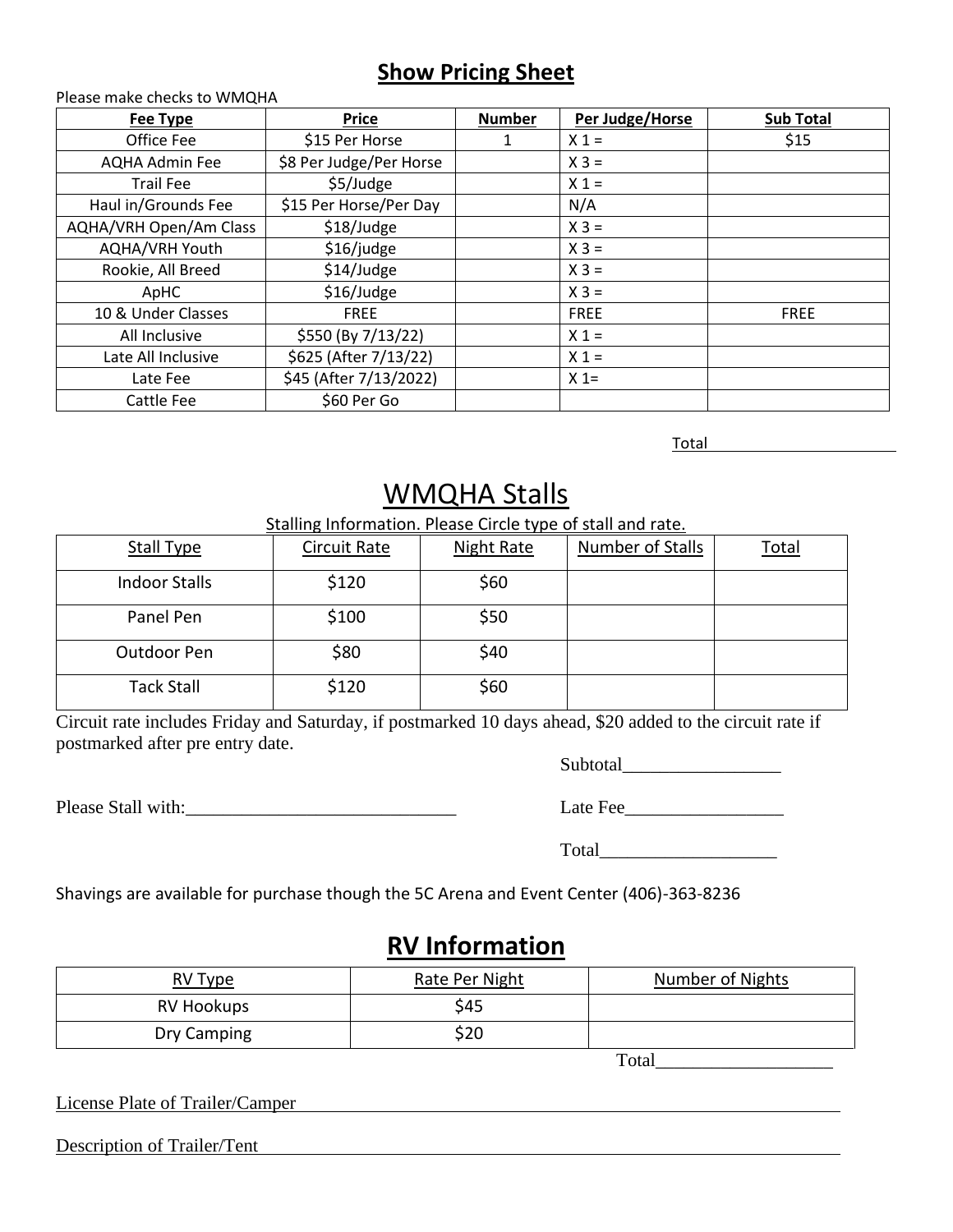## **Show Pricing Sheet**

Please make checks to WMQHA

| Fee Type | Price | Number | Per Judge/Horse | Sub Total |
|---|---|---|---|---|
| Office Fee | $15 Per Horse | 1 | X 1 = | $15 |
| AQHA Admin Fee | $8 Per Judge/Per Horse | | X 3 = | |
| Trail Fee | $5/Judge | | X 1 = | |
| Haul in/Grounds Fee | $15 Per Horse/Per Day | | N/A | |
| AQHA/VRH Open/Am Class | $18/Judge | | X 3 = | |
| AQHA/VRH Youth | $16/judge | | X 3 = | |
| Rookie, All Breed | $14/Judge | | X 3 = | |
| ApHC | $16/Judge | | X 3 = | |
| 10 & Under Classes | FREE | | FREE | FREE |
| All Inclusive | $550 (By 7/13/22) | | X 1 = | |
| Late All Inclusive | $625 (After 7/13/22) | | X 1 = | |
| Late Fee | $45 (After 7/13/2022) | | X 1= | |
| Cattle Fee | $60 Per Go | | | |

Total______________________

# WMQHA Stalls

Stalling Information. Please Circle type of stall and rate.

| Stall Type | Circuit Rate | Night Rate | Number of Stalls | Total |
|---|---|---|---|---|
| Indoor Stalls | $120 | $60 | | |
| Panel Pen | $100 | $50 | | |
| Outdoor Pen | $80 | $40 | | |
| Tack Stall | $120 | $60 | | |

Circuit rate includes Friday and Saturday, if postmarked 10 days ahead, $20 added to the circuit rate if postmarked after pre entry date.

Subtotal_________________

Please Stall with:_____________________________

Late Fee_________________

Total___________________

Shavings are available for purchase though the 5C Arena and Event Center (406)-363-8236

## **RV Information**

| RV Type | Rate Per Night | Number of Nights |
|---|---|---|
| RV Hookups | $45 | |
| Dry Camping | $20 | |

Total___________________

License Plate of Trailer/Camper_________________________________________________________________

Description of Trailer/Tent_____________________________________________________________________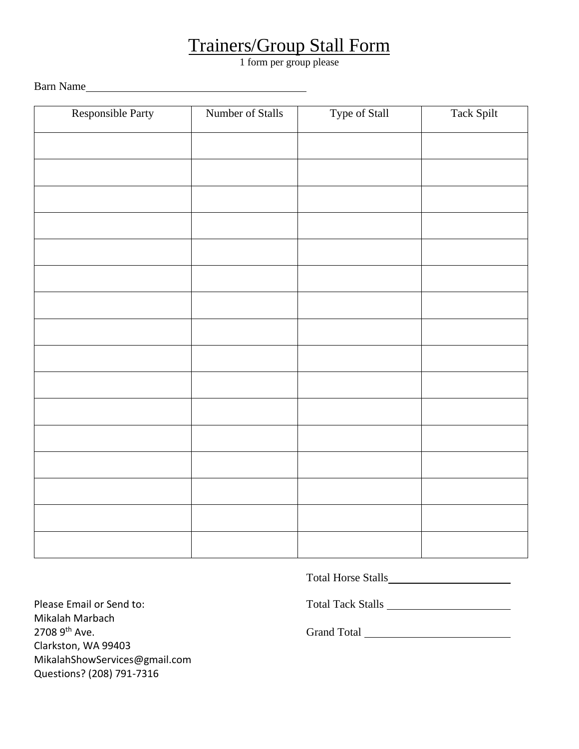# Trainers/Group Stall Form

1 form per group please

Barn Name________________________________________

| Responsible Party | Number of Stalls | Type of Stall | Tack Spilt |
|---|---|---|---|
| | | | |
| | | | |
| | | | |
| | | | |
| | | | |
| | | | |
| | | | |
| | | | |
| | | | |
| | | | |
| | | | |
| | | | |
| | | | |
| | | | |
| | | | |
| | | | |

Total Horse Stalls______________________

Total Tack Stalls ______________________

Grand Total __________________________

Please Email or Send to:
Mikalah Marbach
2708 9th Ave.
Clarkston, WA 99403
MikalahShowServices@gmail.com
Questions? (208) 791-7316